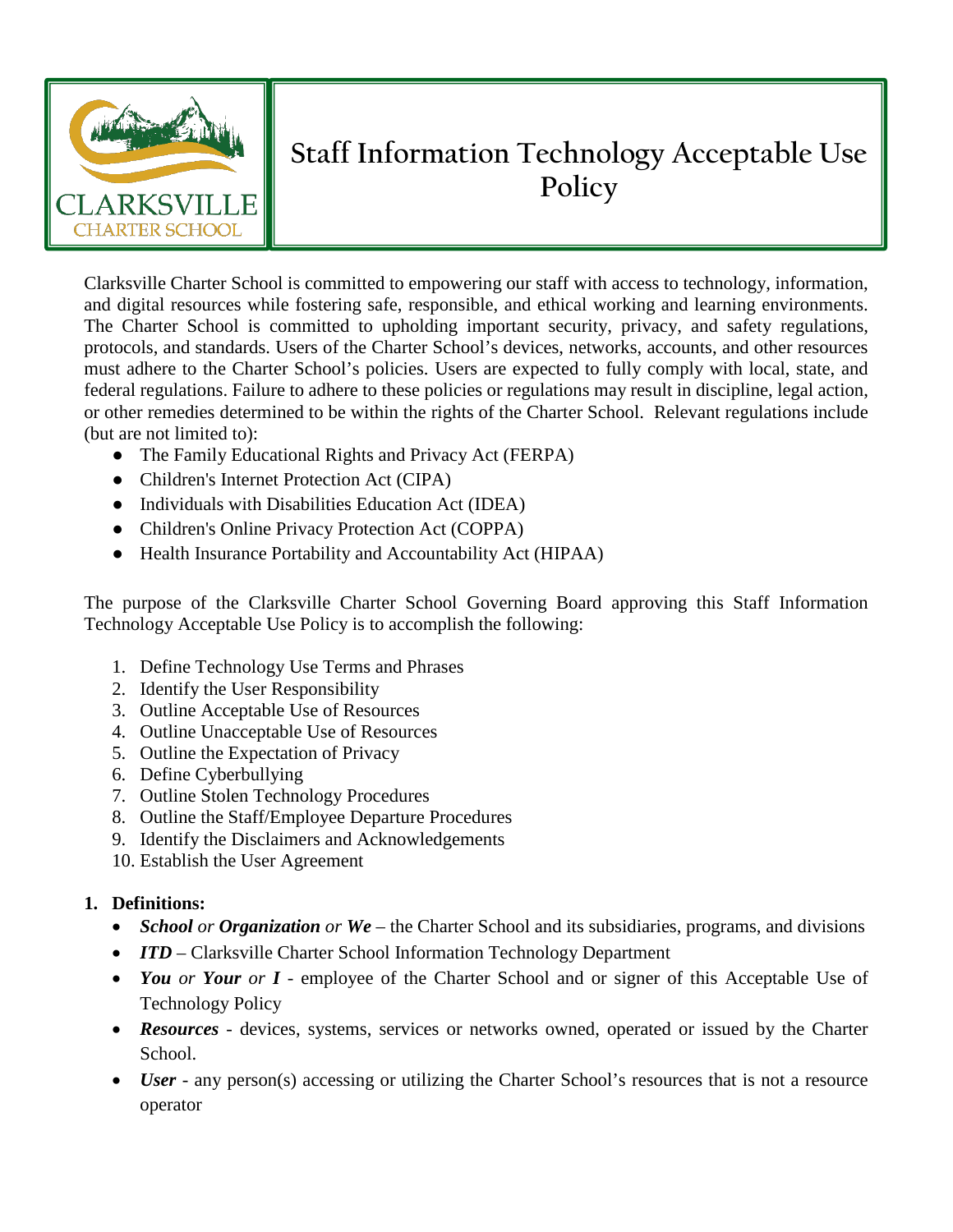# Staff Information Technology Acceptable Use Policy

Clarksville Charter School is committed to empowering our staff with access to technology, information, and digital resources while fostering safe, responsible, and ethical working and learning environments. The Charter School is committed to upholding important security, privacy, and safety regulations, protocols, and standards. Users of the Charter School's devices, networks, accounts, and other resources must adhere to the Charter School's policies. Users are expected to fully comply with local, state, and federal regulations. Failure to adhere to these policies or regulations may result in discipline, legal action, or other remedies determined to be within the rights of the Charter School. Relevant regulations include (but are not limited to):

- The Family Educational Rights and Privacy Act (FERPA)
- Children's Internet Protection Act (CIPA)
- Individuals with Disabilities Education Act (IDEA)
- Children's Online Privacy Protection Act (COPPA)
- Health Insurance Portability and Accountability Act (HIPAA)

The purpose of the Clarksville Charter School Governing Board approving this Staff Information Technology Acceptable Use Policy is to accomplish the following:

1. Define Technology Use Terms and Phrases
2. Identify the User Responsibility
3. Outline Acceptable Use of Resources
4. Outline Unacceptable Use of Resources
5. Outline the Expectation of Privacy
6. Define Cyberbullying
7. Outline Stolen Technology Procedures
8. Outline the Staff/Employee Departure Procedures
9. Identify the Disclaimers and Acknowledgements
10. Establish the User Agreement

**1. Definitions:**

- ***School*** *or* ***Organization*** *or* ***We*** – the Charter School and its subsidiaries, programs, and divisions
- ***ITD*** – Clarksville Charter School Information Technology Department
- ***You*** *or* ***Your*** *or* ***I*** - employee of the Charter School and or signer of this Acceptable Use of Technology Policy
- ***Resources*** - devices, systems, services or networks owned, operated or issued by the Charter School.
- ***User*** - any person(s) accessing or utilizing the Charter School's resources that is not a resource operator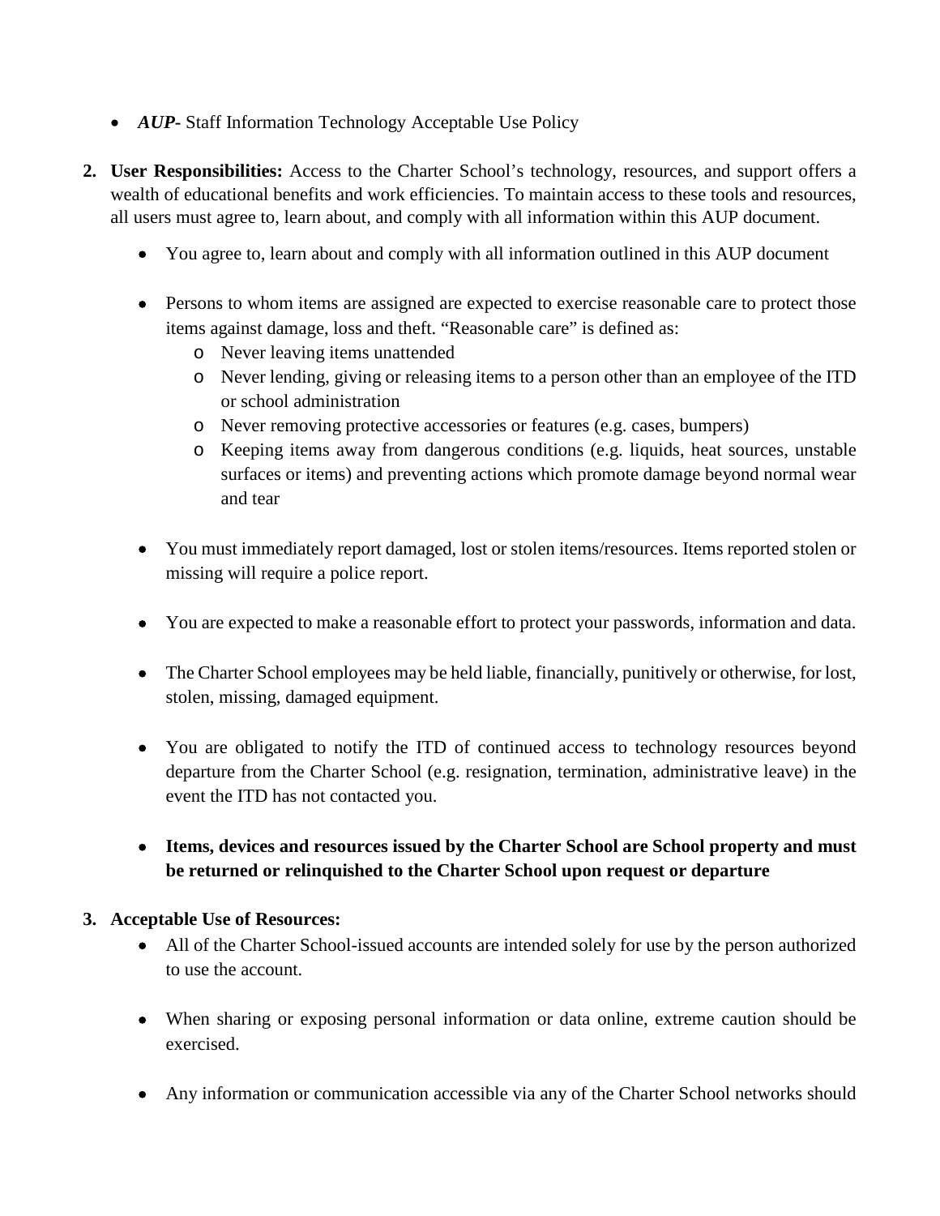- ***AUP-*** Staff Information Technology Acceptable Use Policy

2. **User Responsibilities:** Access to the Charter School's technology, resources, and support offers a wealth of educational benefits and work efficiencies. To maintain access to these tools and resources, all users must agree to, learn about, and comply with all information within this AUP document.

    - You agree to, learn about and comply with all information outlined in this AUP document

    - Persons to whom items are assigned are expected to exercise reasonable care to protect those items against damage, loss and theft. "Reasonable care" is defined as:
        - Never leaving items unattended
        - Never lending, giving or releasing items to a person other than an employee of the ITD or school administration
        - Never removing protective accessories or features (e.g. cases, bumpers)
        - Keeping items away from dangerous conditions (e.g. liquids, heat sources, unstable surfaces or items) and preventing actions which promote damage beyond normal wear and tear

    - You must immediately report damaged, lost or stolen items/resources. Items reported stolen or missing will require a police report.

    - You are expected to make a reasonable effort to protect your passwords, information and data.

    - The Charter School employees may be held liable, financially, punitively or otherwise, for lost, stolen, missing, damaged equipment.

    - You are obligated to notify the ITD of continued access to technology resources beyond departure from the Charter School (e.g. resignation, termination, administrative leave) in the event the ITD has not contacted you.

    - **Items, devices and resources issued by the Charter School are School property and must be returned or relinquished to the Charter School upon request or departure**

3. **Acceptable Use of Resources:**
    - All of the Charter School-issued accounts are intended solely for use by the person authorized to use the account.

    - When sharing or exposing personal information or data online, extreme caution should be exercised.

    - Any information or communication accessible via any of the Charter School networks should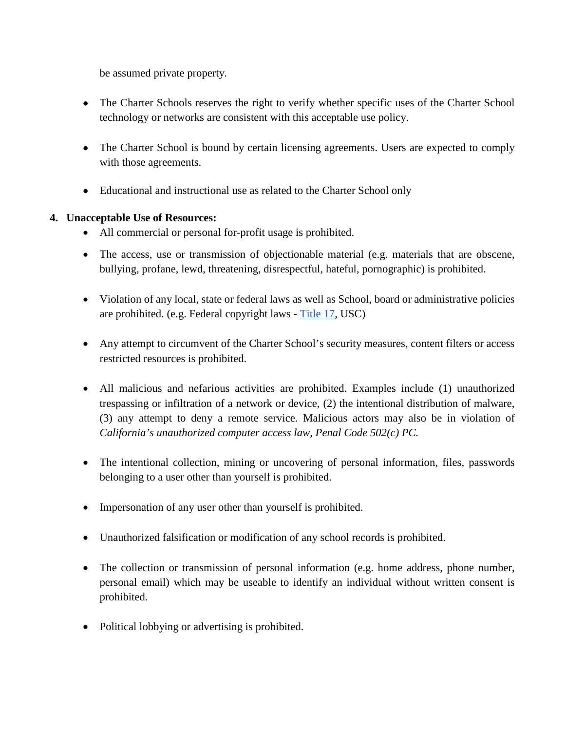be assumed private property.

- The Charter Schools reserves the right to verify whether specific uses of the Charter School technology or networks are consistent with this acceptable use policy.

- The Charter School is bound by certain licensing agreements. Users are expected to comply with those agreements.

- Educational and instructional use as related to the Charter School only

4. **Unacceptable Use of Resources:**
   - All commercial or personal for-profit usage is prohibited.

   - The access, use or transmission of objectionable material (e.g. materials that are obscene, bullying, profane, lewd, threatening, disrespectful, hateful, pornographic) is prohibited.

   - Violation of any local, state or federal laws as well as School, board or administrative policies are prohibited. (e.g. Federal copyright laws - [Title 17](), USC)

   - Any attempt to circumvent of the Charter School's security measures, content filters or access restricted resources is prohibited.

   - All malicious and nefarious activities are prohibited. Examples include (1) unauthorized trespassing or infiltration of a network or device, (2) the intentional distribution of malware, (3) any attempt to deny a remote service. Malicious actors may also be in violation of *California's unauthorized computer access law, Penal Code 502(c) PC.*

   - The intentional collection, mining or uncovering of personal information, files, passwords belonging to a user other than yourself is prohibited.

   - Impersonation of any user other than yourself is prohibited.

   - Unauthorized falsification or modification of any school records is prohibited.

   - The collection or transmission of personal information (e.g. home address, phone number, personal email) which may be useable to identify an individual without written consent is prohibited.

   - Political lobbying or advertising is prohibited.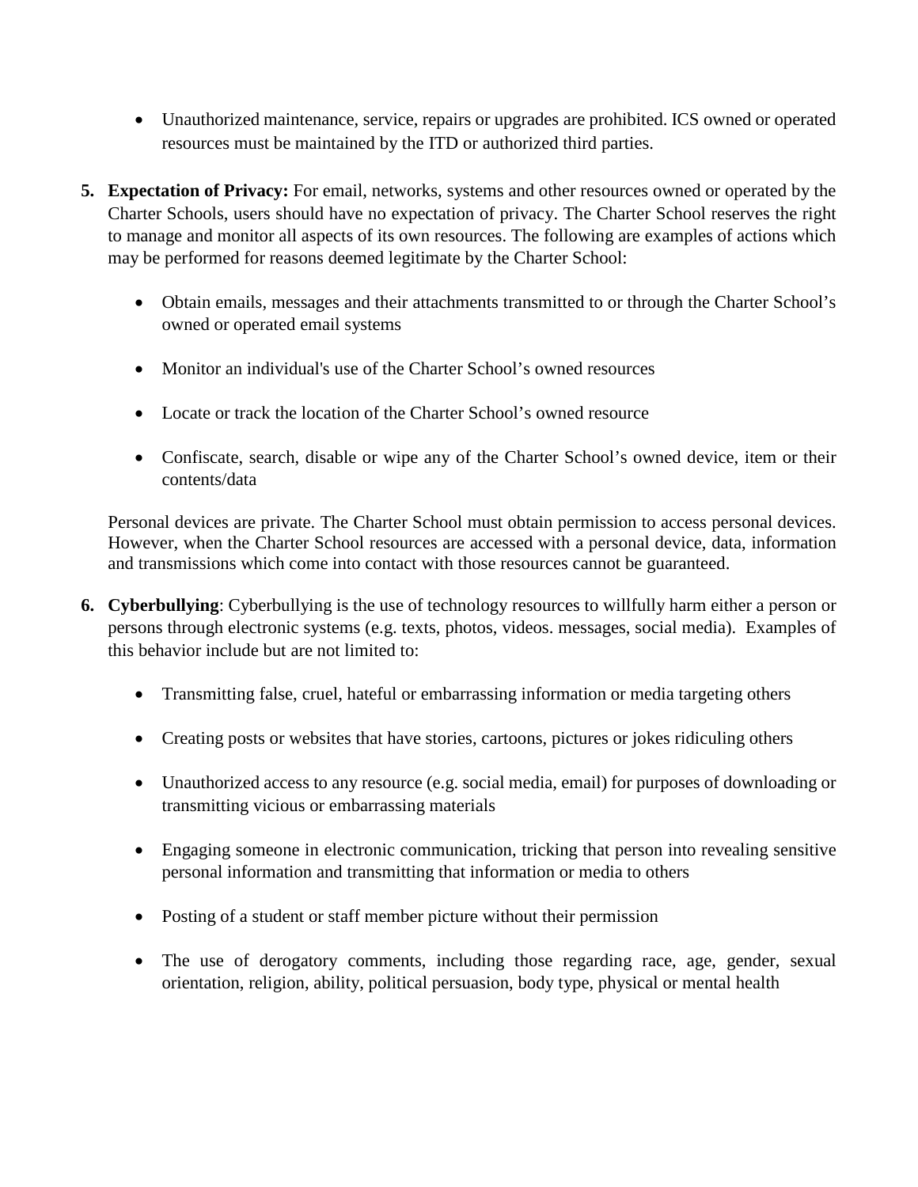- Unauthorized maintenance, service, repairs or upgrades are prohibited. ICS owned or operated resources must be maintained by the ITD or authorized third parties.

5. **Expectation of Privacy:** For email, networks, systems and other resources owned or operated by the Charter Schools, users should have no expectation of privacy. The Charter School reserves the right to manage and monitor all aspects of its own resources. The following are examples of actions which may be performed for reasons deemed legitimate by the Charter School:

   - Obtain emails, messages and their attachments transmitted to or through the Charter School's owned or operated email systems
   - Monitor an individual's use of the Charter School's owned resources
   - Locate or track the location of the Charter School's owned resource
   - Confiscate, search, disable or wipe any of the Charter School's owned device, item or their contents/data

   Personal devices are private. The Charter School must obtain permission to access personal devices. However, when the Charter School resources are accessed with a personal device, data, information and transmissions which come into contact with those resources cannot be guaranteed.

6. **Cyberbullying**: Cyberbullying is the use of technology resources to willfully harm either a person or persons through electronic systems (e.g. texts, photos, videos. messages, social media). Examples of this behavior include but are not limited to:

   - Transmitting false, cruel, hateful or embarrassing information or media targeting others
   - Creating posts or websites that have stories, cartoons, pictures or jokes ridiculing others
   - Unauthorized access to any resource (e.g. social media, email) for purposes of downloading or transmitting vicious or embarrassing materials
   - Engaging someone in electronic communication, tricking that person into revealing sensitive personal information and transmitting that information or media to others
   - Posting of a student or staff member picture without their permission
   - The use of derogatory comments, including those regarding race, age, gender, sexual orientation, religion, ability, political persuasion, body type, physical or mental health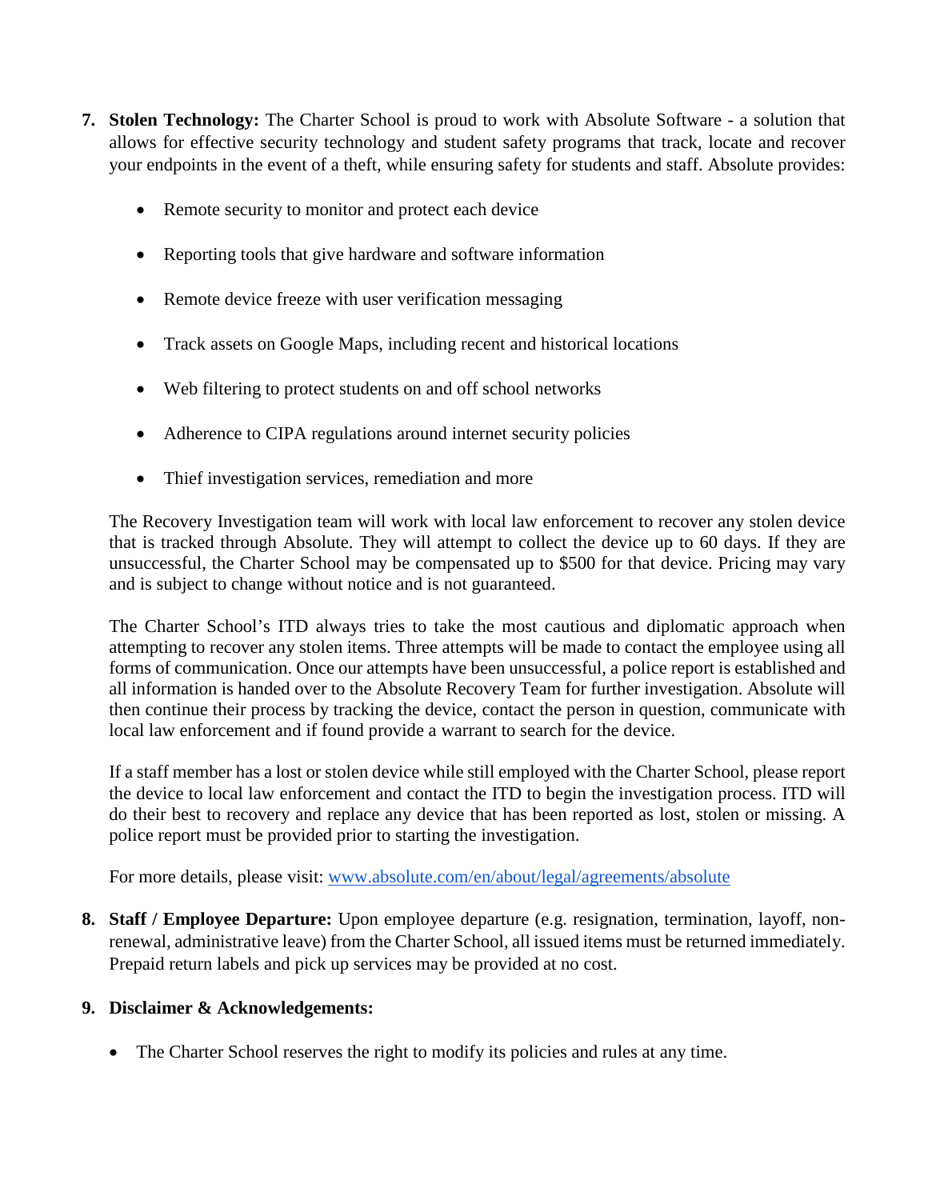7. **Stolen Technology:** The Charter School is proud to work with Absolute Software - a solution that allows for effective security technology and student safety programs that track, locate and recover your endpoints in the event of a theft, while ensuring safety for students and staff. Absolute provides:

   - Remote security to monitor and protect each device
   - Reporting tools that give hardware and software information
   - Remote device freeze with user verification messaging
   - Track assets on Google Maps, including recent and historical locations
   - Web filtering to protect students on and off school networks
   - Adherence to CIPA regulations around internet security policies
   - Thief investigation services, remediation and more

   The Recovery Investigation team will work with local law enforcement to recover any stolen device that is tracked through Absolute. They will attempt to collect the device up to 60 days. If they are unsuccessful, the Charter School may be compensated up to $500 for that device. Pricing may vary and is subject to change without notice and is not guaranteed.

   The Charter School's ITD always tries to take the most cautious and diplomatic approach when attempting to recover any stolen items. Three attempts will be made to contact the employee using all forms of communication. Once our attempts have been unsuccessful, a police report is established and all information is handed over to the Absolute Recovery Team for further investigation. Absolute will then continue their process by tracking the device, contact the person in question, communicate with local law enforcement and if found provide a warrant to search for the device.

   If a staff member has a lost or stolen device while still employed with the Charter School, please report the device to local law enforcement and contact the ITD to begin the investigation process. ITD will do their best to recovery and replace any device that has been reported as lost, stolen or missing. A police report must be provided prior to starting the investigation.

   For more details, please visit: [www.absolute.com/en/about/legal/agreements/absolute](www.absolute.com/en/about/legal/agreements/absolute)

8. **Staff / Employee Departure:** Upon employee departure (e.g. resignation, termination, layoff, non-renewal, administrative leave) from the Charter School, all issued items must be returned immediately. Prepaid return labels and pick up services may be provided at no cost.

9. **Disclaimer & Acknowledgements:**

   - The Charter School reserves the right to modify its policies and rules at any time.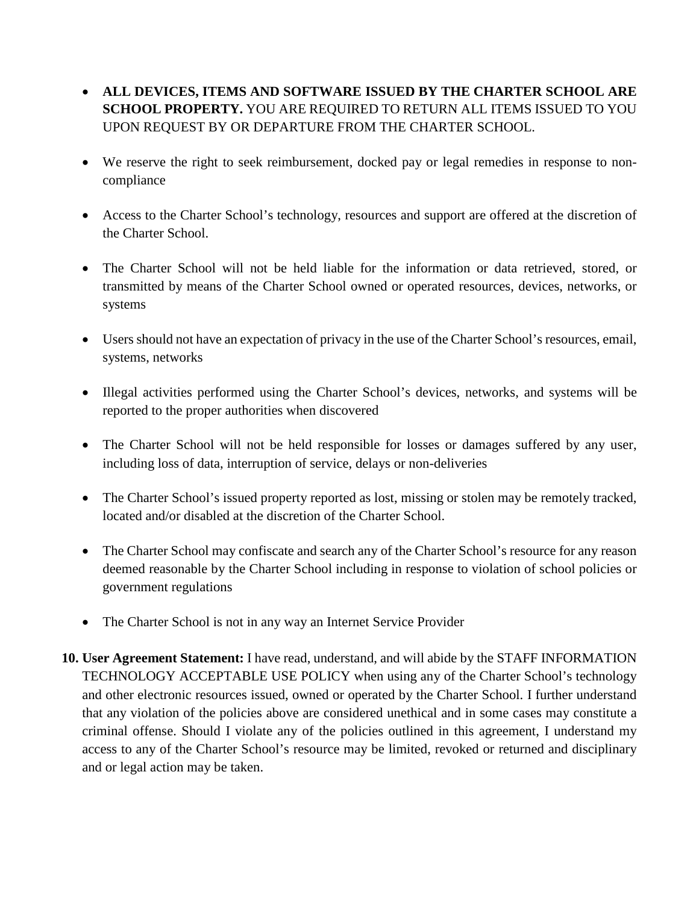- **ALL DEVICES, ITEMS AND SOFTWARE ISSUED BY THE CHARTER SCHOOL ARE SCHOOL PROPERTY.** YOU ARE REQUIRED TO RETURN ALL ITEMS ISSUED TO YOU UPON REQUEST BY OR DEPARTURE FROM THE CHARTER SCHOOL.

- We reserve the right to seek reimbursement, docked pay or legal remedies in response to non-compliance

- Access to the Charter School's technology, resources and support are offered at the discretion of the Charter School.

- The Charter School will not be held liable for the information or data retrieved, stored, or transmitted by means of the Charter School owned or operated resources, devices, networks, or systems

- Users should not have an expectation of privacy in the use of the Charter School's resources, email, systems, networks

- Illegal activities performed using the Charter School's devices, networks, and systems will be reported to the proper authorities when discovered

- The Charter School will not be held responsible for losses or damages suffered by any user, including loss of data, interruption of service, delays or non-deliveries

- The Charter School's issued property reported as lost, missing or stolen may be remotely tracked, located and/or disabled at the discretion of the Charter School.

- The Charter School may confiscate and search any of the Charter School's resource for any reason deemed reasonable by the Charter School including in response to violation of school policies or government regulations

- The Charter School is not in any way an Internet Service Provider

10. **User Agreement Statement:** I have read, understand, and will abide by the STAFF INFORMATION TECHNOLOGY ACCEPTABLE USE POLICY when using any of the Charter School's technology and other electronic resources issued, owned or operated by the Charter School. I further understand that any violation of the policies above are considered unethical and in some cases may constitute a criminal offense. Should I violate any of the policies outlined in this agreement, I understand my access to any of the Charter School's resource may be limited, revoked or returned and disciplinary and or legal action may be taken.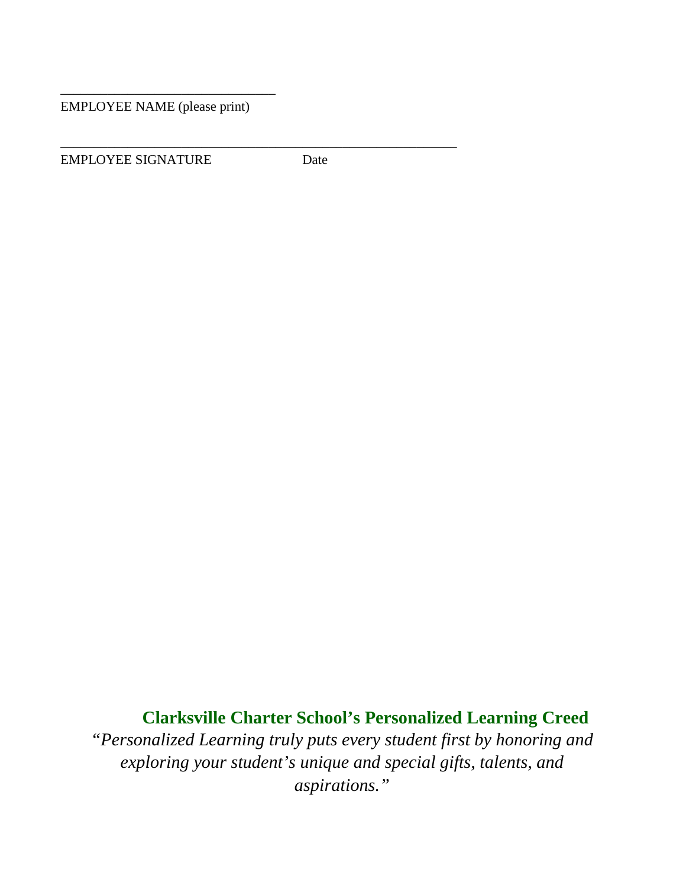________________________________
EMPLOYEE NAME (please print)

___________________________________________________________
EMPLOYEE SIGNATURE Date

**Clarksville Charter School's Personalized Learning Creed**

*"Personalized Learning truly puts every student first by honoring and exploring your student's unique and special gifts, talents, and aspirations."*